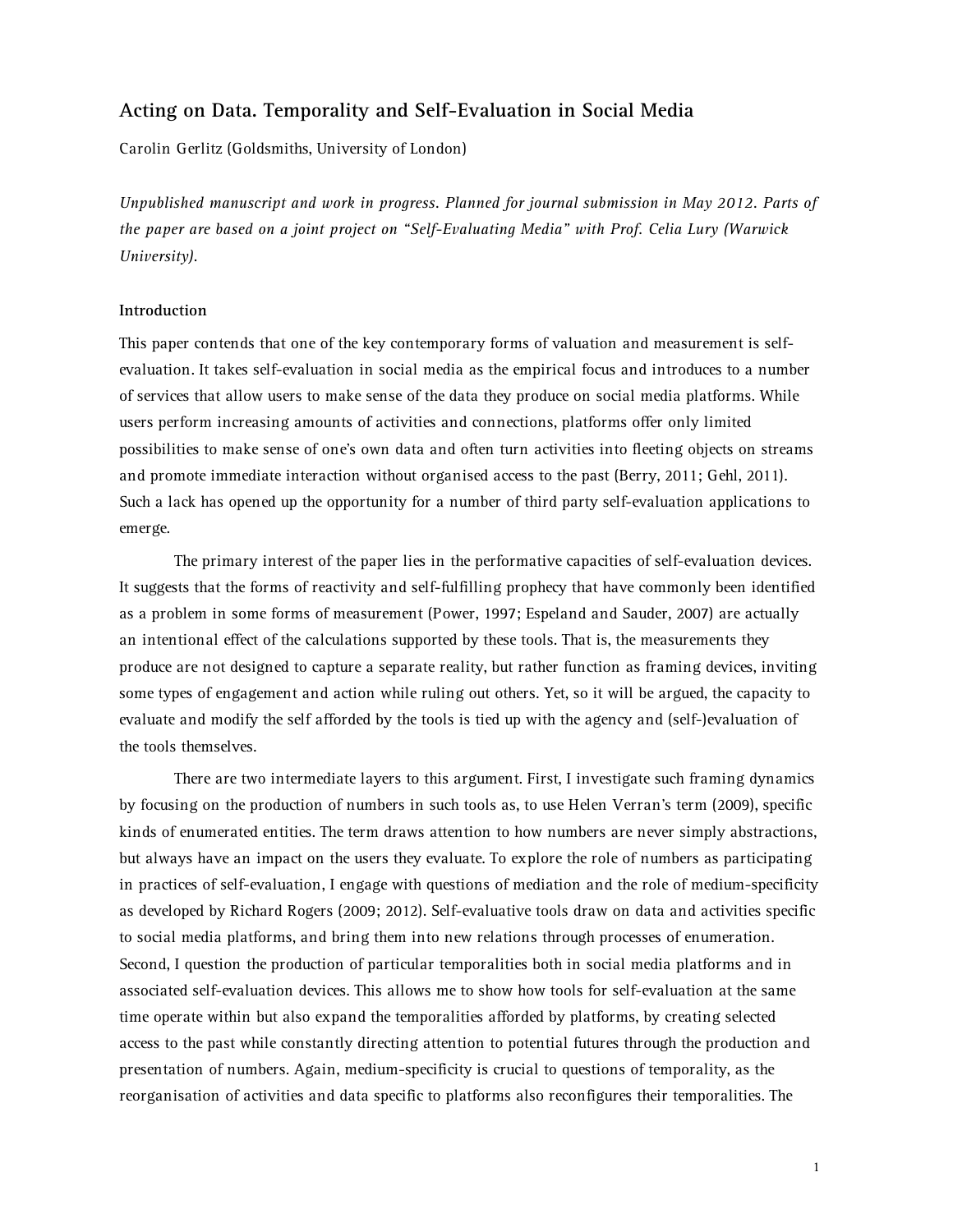# Acting on Data. Temporality and Self-Evaluation in Social Media

Carolin Gerlitz (Goldsmiths, University of London)

*Unpublished manuscript and work in progress. Planned for journal submission in May 2012. Parts of the paper are based on a joint project on "Self-Evaluating Media" with Prof. Celia Lury (Warwick University).*

## Introduction

This paper contends that one of the key contemporary forms of valuation and measurement is self-evaluation. It takes self-evaluation in social media as the empirical focus and introduces to a number of services that allow users to make sense of the data they produce on social media platforms. While users perform increasing amounts of activities and connections, platforms offer only limited possibilities to make sense of one's own data and often turn activities into fleeting objects on streams and promote immediate interaction without organised access to the past (Berry, 2011; Gehl, 2011). Such a lack has opened up the opportunity for a number of third party self-evaluation applications to emerge.

The primary interest of the paper lies in the performative capacities of self-evaluation devices. It suggests that the forms of reactivity and self-fulfilling prophecy that have commonly been identified as a problem in some forms of measurement (Power, 1997; Espeland and Sauder, 2007) are actually an intentional effect of the calculations supported by these tools. That is, the measurements they produce are not designed to capture a separate reality, but rather function as framing devices, inviting some types of engagement and action while ruling out others. Yet, so it will be argued, the capacity to evaluate and modify the self afforded by the tools is tied up with the agency and (self-)evaluation of the tools themselves.

There are two intermediate layers to this argument. First, I investigate such framing dynamics by focusing on the production of numbers in such tools as, to use Helen Verran's term (2009), specific kinds of enumerated entities. The term draws attention to how numbers are never simply abstractions, but always have an impact on the users they evaluate. To explore the role of numbers as participating in practices of self-evaluation, I engage with questions of mediation and the role of medium-specificity as developed by Richard Rogers (2009; 2012). Self-evaluative tools draw on data and activities specific to social media platforms, and bring them into new relations through processes of enumeration. Second, I question the production of particular temporalities both in social media platforms and in associated self-evaluation devices. This allows me to show how tools for self-evaluation at the same time operate within but also expand the temporalities afforded by platforms, by creating selected access to the past while constantly directing attention to potential futures through the production and presentation of numbers. Again, medium-specificity is crucial to questions of temporality, as the reorganisation of activities and data specific to platforms also reconfigures their temporalities. The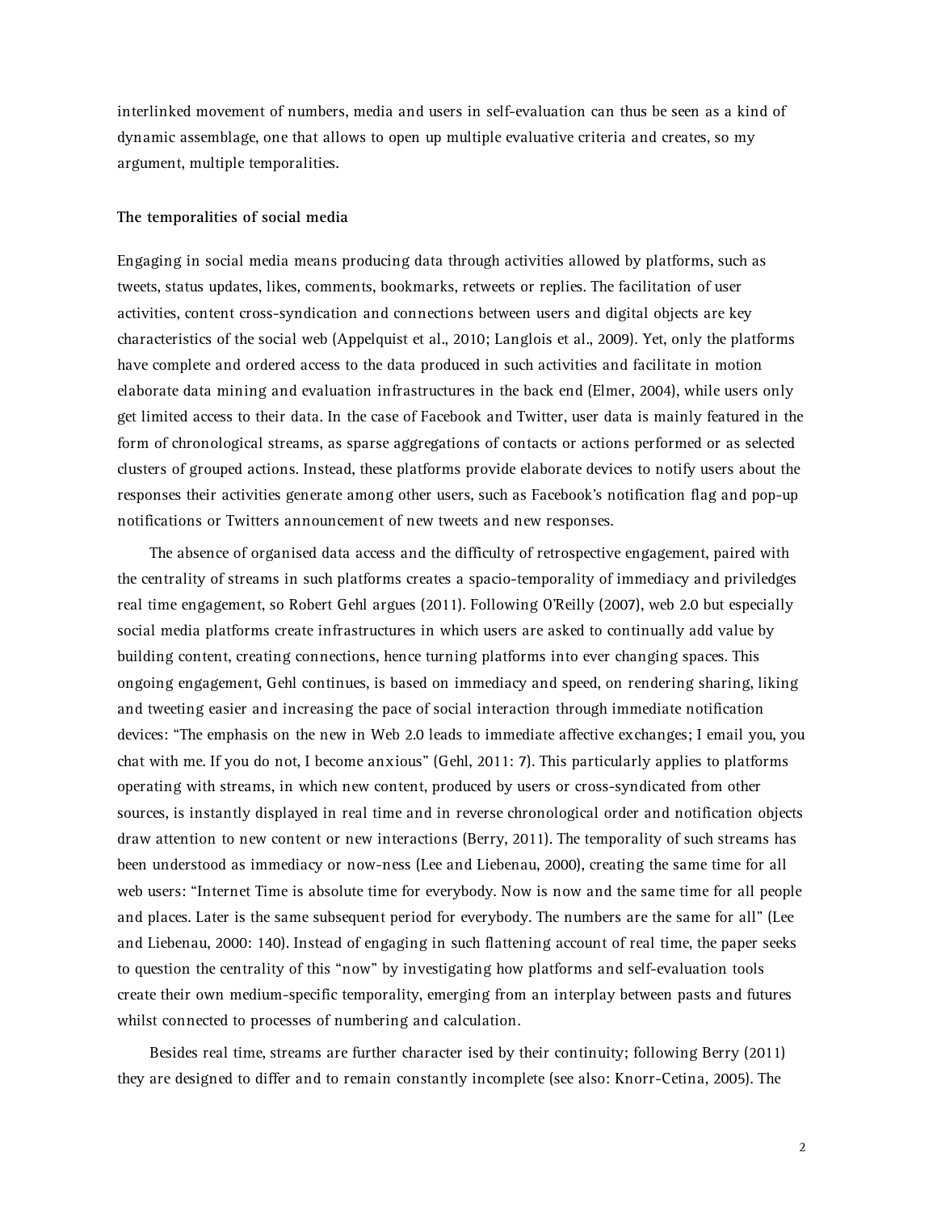interlinked movement of numbers, media and users in self-evaluation can thus be seen as a kind of dynamic assemblage, one that allows to open up multiple evaluative criteria and creates, so my argument, multiple temporalities.

**The temporalities of social media**

Engaging in social media means producing data through activities allowed by platforms, such as tweets, status updates, likes, comments, bookmarks, retweets or replies. The facilitation of user activities, content cross-syndication and connections between users and digital objects are key characteristics of the social web (Appelquist et al., 2010; Langlois et al., 2009). Yet, only the platforms have complete and ordered access to the data produced in such activities and facilitate in motion elaborate data mining and evaluation infrastructures in the back end (Elmer, 2004), while users only get limited access to their data. In the case of Facebook and Twitter, user data is mainly featured in the form of chronological streams, as sparse aggregations of contacts or actions performed or as selected clusters of grouped actions. Instead, these platforms provide elaborate devices to notify users about the responses their activities generate among other users, such as Facebook's notification flag and pop-up notifications or Twitters announcement of new tweets and new responses.

The absence of organised data access and the difficulty of retrospective engagement, paired with the centrality of streams in such platforms creates a spacio-temporality of immediacy and priviledges real time engagement, so Robert Gehl argues (2011). Following O'Reilly (2007), web 2.0 but especially social media platforms create infrastructures in which users are asked to continually add value by building content, creating connections, hence turning platforms into ever changing spaces. This ongoing engagement, Gehl continues, is based on immediacy and speed, on rendering sharing, liking and tweeting easier and increasing the pace of social interaction through immediate notification devices: "The emphasis on the new in Web 2.0 leads to immediate affective exchanges; I email you, you chat with me. If you do not, I become anxious" (Gehl, 2011: 7). This particularly applies to platforms operating with streams, in which new content, produced by users or cross-syndicated from other sources, is instantly displayed in real time and in reverse chronological order and notification objects draw attention to new content or new interactions (Berry, 2011). The temporality of such streams has been understood as immediacy or now-ness (Lee and Liebenau, 2000), creating the same time for all web users: "Internet Time is absolute time for everybody. Now is now and the same time for all people and places. Later is the same subsequent period for everybody. The numbers are the same for all" (Lee and Liebenau, 2000: 140). Instead of engaging in such flattening account of real time, the paper seeks to question the centrality of this "now" by investigating how platforms and self-evaluation tools create their own medium-specific temporality, emerging from an interplay between pasts and futures whilst connected to processes of numbering and calculation.

Besides real time, streams are further character ised by their continuity; following Berry (2011) they are designed to differ and to remain constantly incomplete (see also: Knorr-Cetina, 2005). The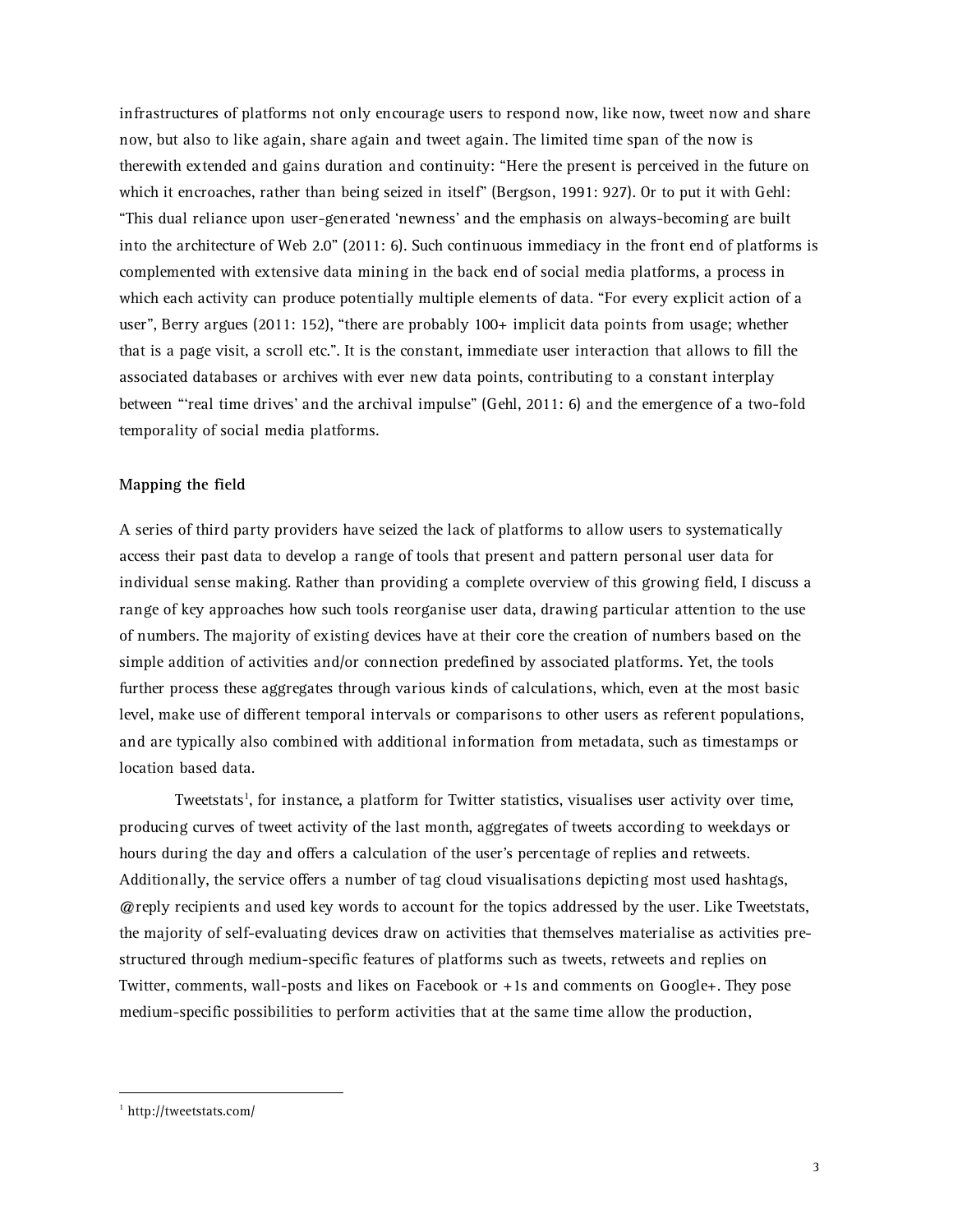infrastructures of platforms not only encourage users to respond now, like now, tweet now and share now, but also to like again, share again and tweet again. The limited time span of the now is therewith extended and gains duration and continuity: "Here the present is perceived in the future on which it encroaches, rather than being seized in itself" (Bergson, 1991: 927). Or to put it with Gehl: "This dual reliance upon user-generated 'newness' and the emphasis on always-becoming are built into the architecture of Web 2.0" (2011: 6). Such continuous immediacy in the front end of platforms is complemented with extensive data mining in the back end of social media platforms, a process in which each activity can produce potentially multiple elements of data. "For every explicit action of a user", Berry argues (2011: 152), "there are probably 100+ implicit data points from usage; whether that is a page visit, a scroll etc.". It is the constant, immediate user interaction that allows to fill the associated databases or archives with ever new data points, contributing to a constant interplay between "'real time drives' and the archival impulse" (Gehl, 2011: 6) and the emergence of a two-fold temporality of social media platforms.

## Mapping the field

A series of third party providers have seized the lack of platforms to allow users to systematically access their past data to develop a range of tools that present and pattern personal user data for individual sense making. Rather than providing a complete overview of this growing field, I discuss a range of key approaches how such tools reorganise user data, drawing particular attention to the use of numbers. The majority of existing devices have at their core the creation of numbers based on the simple addition of activities and/or connection predefined by associated platforms. Yet, the tools further process these aggregates through various kinds of calculations, which, even at the most basic level, make use of different temporal intervals or comparisons to other users as referent populations, and are typically also combined with additional information from metadata, such as timestamps or location based data.

Tweetstats[1], for instance, a platform for Twitter statistics, visualises user activity over time, producing curves of tweet activity of the last month, aggregates of tweets according to weekdays or hours during the day and offers a calculation of the user's percentage of replies and retweets. Additionally, the service offers a number of tag cloud visualisations depicting most used hashtags, @reply recipients and used key words to account for the topics addressed by the user. Like Tweetstats, the majority of self-evaluating devices draw on activities that themselves materialise as activities pre-structured through medium-specific features of platforms such as tweets, retweets and replies on Twitter, comments, wall-posts and likes on Facebook or +1s and comments on Google+. They pose medium-specific possibilities to perform activities that at the same time allow the production,

[1] http://tweetstats.com/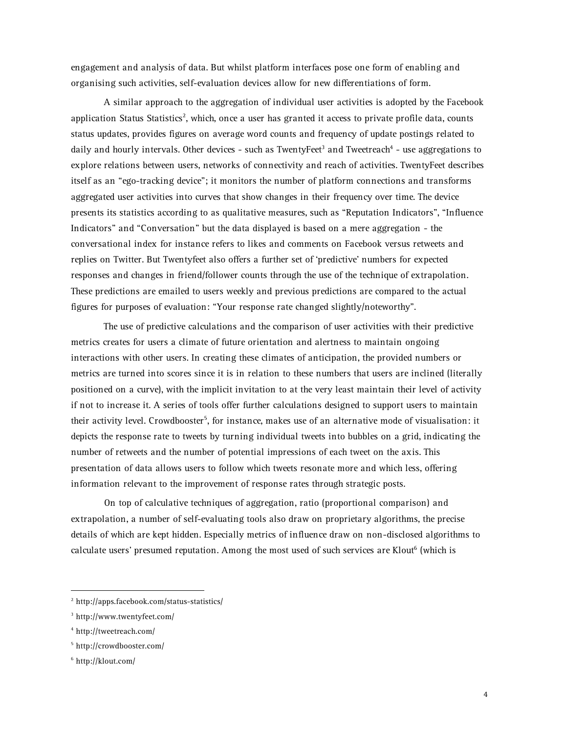engagement and analysis of data. But whilst platform interfaces pose one form of enabling and organising such activities, self-evaluation devices allow for new differentiations of form.

A similar approach to the aggregation of individual user activities is adopted by the Facebook application Status Statistics[2], which, once a user has granted it access to private profile data, counts status updates, provides figures on average word counts and frequency of update postings related to daily and hourly intervals. Other devices - such as TwentyFeet[3] and Tweetreach[4] - use aggregations to explore relations between users, networks of connectivity and reach of activities. TwentyFeet describes itself as an "ego-tracking device"; it monitors the number of platform connections and transforms aggregated user activities into curves that show changes in their frequency over time. The device presents its statistics according to as qualitative measures, such as "Reputation Indicators", "Influence Indicators" and "Conversation" but the data displayed is based on a mere aggregation - the conversational index for instance refers to likes and comments on Facebook versus retweets and replies on Twitter. But Twentyfeet also offers a further set of 'predictive' numbers for expected responses and changes in friend/follower counts through the use of the technique of extrapolation. These predictions are emailed to users weekly and previous predictions are compared to the actual figures for purposes of evaluation: "Your response rate changed slightly/noteworthy".

The use of predictive calculations and the comparison of user activities with their predictive metrics creates for users a climate of future orientation and alertness to maintain ongoing interactions with other users. In creating these climates of anticipation, the provided numbers or metrics are turned into scores since it is in relation to these numbers that users are inclined (literally positioned on a curve), with the implicit invitation to at the very least maintain their level of activity if not to increase it. A series of tools offer further calculations designed to support users to maintain their activity level. Crowdbooster[5], for instance, makes use of an alternative mode of visualisation: it depicts the response rate to tweets by turning individual tweets into bubbles on a grid, indicating the number of retweets and the number of potential impressions of each tweet on the axis. This presentation of data allows users to follow which tweets resonate more and which less, offering information relevant to the improvement of response rates through strategic posts.

On top of calculative techniques of aggregation, ratio (proportional comparison) and extrapolation, a number of self-evaluating tools also draw on proprietary algorithms, the precise details of which are kept hidden. Especially metrics of influence draw on non-disclosed algorithms to calculate users' presumed reputation. Among the most used of such services are Klout[6] (which is

---

[2] http://apps.facebook.com/status-statistics/

[3] http://www.twentyfeet.com/

[4] http://tweetreach.com/

[5] http://crowdbooster.com/

[6] http://klout.com/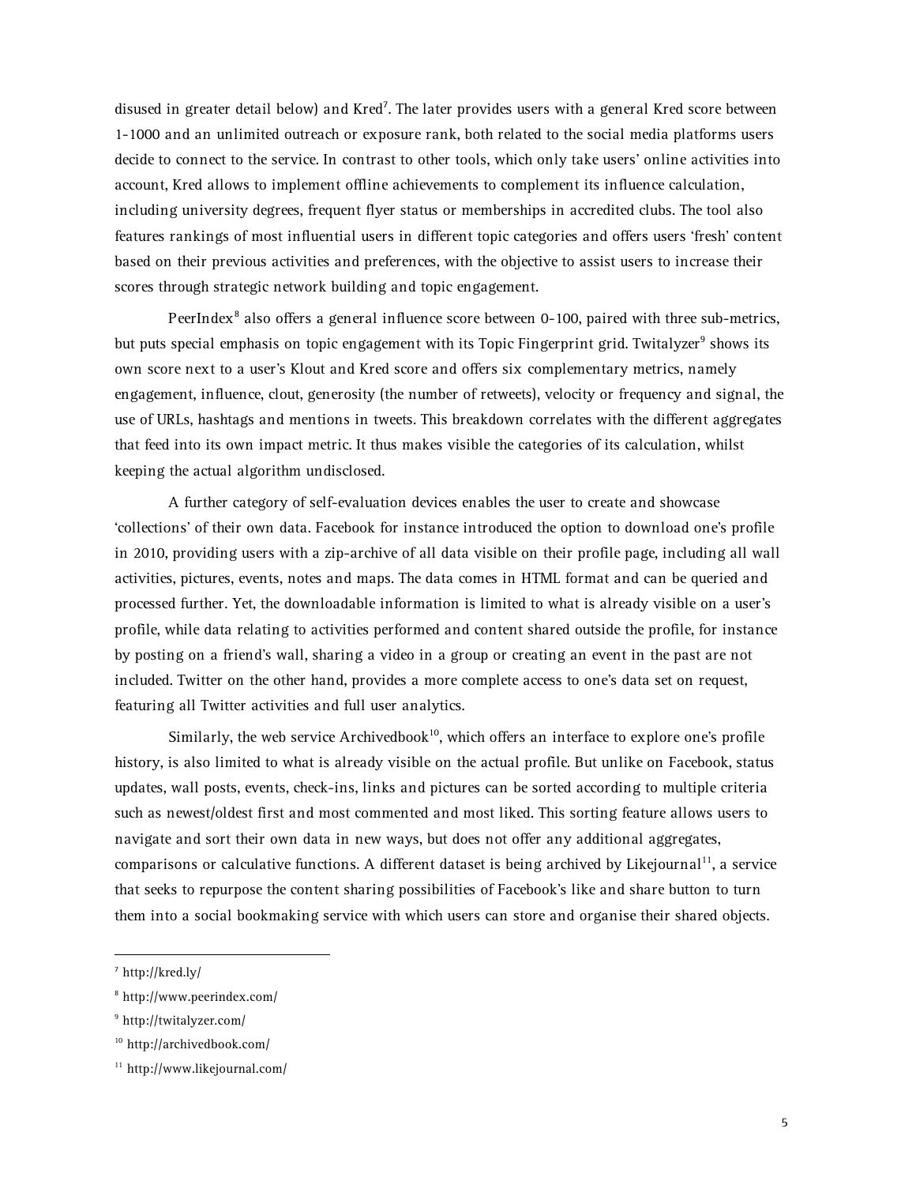disused in greater detail below) and Kred[7]. The later provides users with a general Kred score between 1-1000 and an unlimited outreach or exposure rank, both related to the social media platforms users decide to connect to the service. In contrast to other tools, which only take users' online activities into account, Kred allows to implement offline achievements to complement its influence calculation, including university degrees, frequent flyer status or memberships in accredited clubs. The tool also features rankings of most influential users in different topic categories and offers users 'fresh' content based on their previous activities and preferences, with the objective to assist users to increase their scores through strategic network building and topic engagement.

PeerIndex[8] also offers a general influence score between 0-100, paired with three sub-metrics, but puts special emphasis on topic engagement with its Topic Fingerprint grid. Twitalyzer[9] shows its own score next to a user's Klout and Kred score and offers six complementary metrics, namely engagement, influence, clout, generosity (the number of retweets), velocity or frequency and signal, the use of URLs, hashtags and mentions in tweets. This breakdown correlates with the different aggregates that feed into its own impact metric. It thus makes visible the categories of its calculation, whilst keeping the actual algorithm undisclosed.

A further category of self-evaluation devices enables the user to create and showcase 'collections' of their own data. Facebook for instance introduced the option to download one's profile in 2010, providing users with a zip-archive of all data visible on their profile page, including all wall activities, pictures, events, notes and maps. The data comes in HTML format and can be queried and processed further. Yet, the downloadable information is limited to what is already visible on a user's profile, while data relating to activities performed and content shared outside the profile, for instance by posting on a friend's wall, sharing a video in a group or creating an event in the past are not included. Twitter on the other hand, provides a more complete access to one's data set on request, featuring all Twitter activities and full user analytics.

Similarly, the web service Archivedbook[10], which offers an interface to explore one's profile history, is also limited to what is already visible on the actual profile. But unlike on Facebook, status updates, wall posts, events, check-ins, links and pictures can be sorted according to multiple criteria such as newest/oldest first and most commented and most liked. This sorting feature allows users to navigate and sort their own data in new ways, but does not offer any additional aggregates, comparisons or calculative functions. A different dataset is being archived by Likejournal[11], a service that seeks to repurpose the content sharing possibilities of Facebook's like and share button to turn them into a social bookmaking service with which users can store and organise their shared objects.

---

[7] http://kred.ly/

[8] http://www.peerindex.com/

[9] http://twitalyzer.com/

[10] http://archivedbook.com/

[11] http://www.likejournal.com/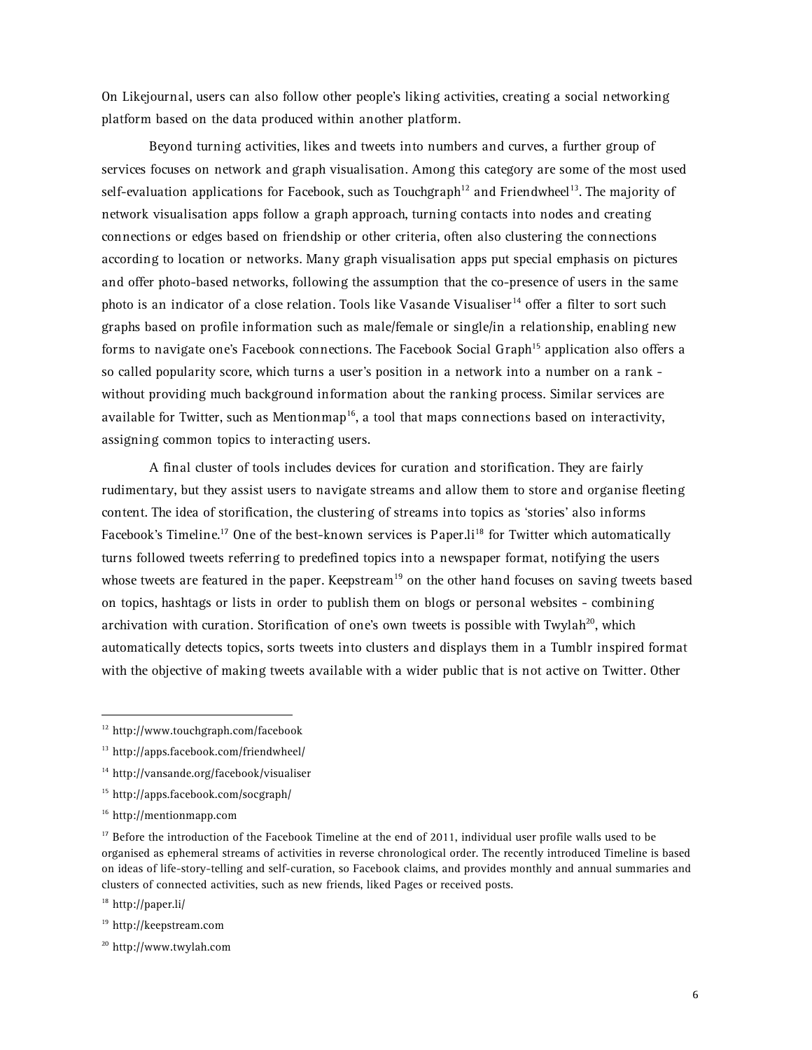On Likejournal, users can also follow other people's liking activities, creating a social networking platform based on the data produced within another platform.

Beyond turning activities, likes and tweets into numbers and curves, a further group of services focuses on network and graph visualisation. Among this category are some of the most used self-evaluation applications for Facebook, such as Touchgraph[12] and Friendwheel[13]. The majority of network visualisation apps follow a graph approach, turning contacts into nodes and creating connections or edges based on friendship or other criteria, often also clustering the connections according to location or networks. Many graph visualisation apps put special emphasis on pictures and offer photo-based networks, following the assumption that the co-presence of users in the same photo is an indicator of a close relation. Tools like Vasande Visualiser[14] offer a filter to sort such graphs based on profile information such as male/female or single/in a relationship, enabling new forms to navigate one's Facebook connections. The Facebook Social Graph[15] application also offers a so called popularity score, which turns a user's position in a network into a number on a rank - without providing much background information about the ranking process. Similar services are available for Twitter, such as Mentionmap[16], a tool that maps connections based on interactivity, assigning common topics to interacting users.

A final cluster of tools includes devices for curation and storification. They are fairly rudimentary, but they assist users to navigate streams and allow them to store and organise fleeting content. The idea of storification, the clustering of streams into topics as 'stories' also informs Facebook's Timeline.[17] One of the best-known services is Paper.li[18] for Twitter which automatically turns followed tweets referring to predefined topics into a newspaper format, notifying the users whose tweets are featured in the paper. Keepstream[19] on the other hand focuses on saving tweets based on topics, hashtags or lists in order to publish them on blogs or personal websites - combining archivation with curation. Storification of one's own tweets is possible with Twylah[20], which automatically detects topics, sorts tweets into clusters and displays them in a Tumblr inspired format with the objective of making tweets available with a wider public that is not active on Twitter. Other

---

[12] http://www.touchgraph.com/facebook

[13] http://apps.facebook.com/friendwheel/

[14] http://vansande.org/facebook/visualiser

[15] http://apps.facebook.com/socgraph/

[16] http://mentionmapp.com

[17] Before the introduction of the Facebook Timeline at the end of 2011, individual user profile walls used to be organised as ephemeral streams of activities in reverse chronological order. The recently introduced Timeline is based on ideas of life-story-telling and self-curation, so Facebook claims, and provides monthly and annual summaries and clusters of connected activities, such as new friends, liked Pages or received posts.

[18] http://paper.li/

[19] http://keepstream.com

[20] http://www.twylah.com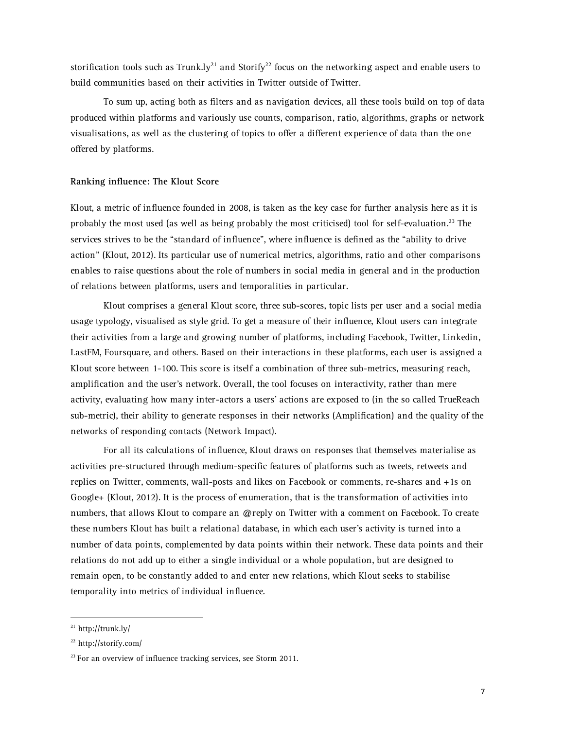storification tools such as Trunk.ly[21] and Storify[22] focus on the networking aspect and enable users to build communities based on their activities in Twitter outside of Twitter.

To sum up, acting both as filters and as navigation devices, all these tools build on top of data produced within platforms and variously use counts, comparison, ratio, algorithms, graphs or network visualisations, as well as the clustering of topics to offer a different experience of data than the one offered by platforms.

### Ranking influence: The Klout Score

Klout, a metric of influence founded in 2008, is taken as the key case for further analysis here as it is probably the most used (as well as being probably the most criticised) tool for self-evaluation.[23] The services strives to be the "standard of influence", where influence is defined as the "ability to drive action" (Klout, 2012). Its particular use of numerical metrics, algorithms, ratio and other comparisons enables to raise questions about the role of numbers in social media in general and in the production of relations between platforms, users and temporalities in particular.

Klout comprises a general Klout score, three sub-scores, topic lists per user and a social media usage typology, visualised as style grid. To get a measure of their influence, Klout users can integrate their activities from a large and growing number of platforms, including Facebook, Twitter, Linkedin, LastFM, Foursquare, and others. Based on their interactions in these platforms, each user is assigned a Klout score between 1-100. This score is itself a combination of three sub-metrics, measuring reach, amplification and the user's network. Overall, the tool focuses on interactivity, rather than mere activity, evaluating how many inter-actors a users' actions are exposed to (in the so called TrueReach sub-metric), their ability to generate responses in their networks (Amplification) and the quality of the networks of responding contacts (Network Impact).

For all its calculations of influence, Klout draws on responses that themselves materialise as activities pre-structured through medium-specific features of platforms such as tweets, retweets and replies on Twitter, comments, wall-posts and likes on Facebook or comments, re-shares and +1s on Google+ (Klout, 2012). It is the process of enumeration, that is the transformation of activities into numbers, that allows Klout to compare an @reply on Twitter with a comment on Facebook. To create these numbers Klout has built a relational database, in which each user's activity is turned into a number of data points, complemented by data points within their network. These data points and their relations do not add up to either a single individual or a whole population, but are designed to remain open, to be constantly added to and enter new relations, which Klout seeks to stabilise temporality into metrics of individual influence.

---

[21] http://trunk.ly/

[22] http://storify.com/

[23] For an overview of influence tracking services, see Storm 2011.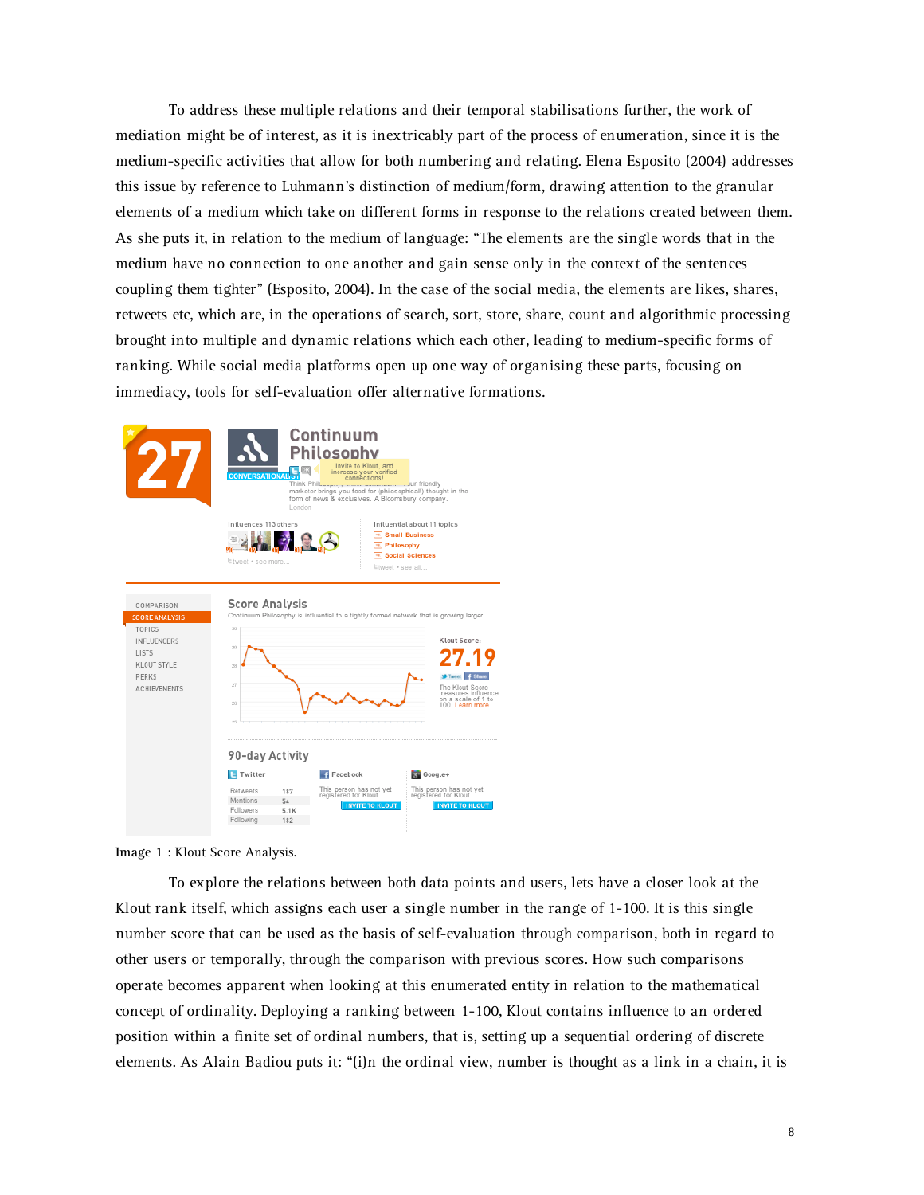To address these multiple relations and their temporal stabilisations further, the work of mediation might be of interest, as it is inextricably part of the process of enumeration, since it is the medium-specific activities that allow for both numbering and relating. Elena Esposito (2004) addresses this issue by reference to Luhmann's distinction of medium/form, drawing attention to the granular elements of a medium which take on different forms in response to the relations created between them. As she puts it, in relation to the medium of language: "The elements are the single words that in the medium have no connection to one another and gain sense only in the context of the sentences coupling them tighter" (Esposito, 2004). In the case of the social media, the elements are likes, shares, retweets etc, which are, in the operations of search, sort, store, share, count and algorithmic processing brought into multiple and dynamic relations which each other, leading to medium-specific forms of ranking. While social media platforms open up one way of organising these parts, focusing on immediacy, tools for self-evaluation offer alternative formations.

**Image 1** : Klout Score Analysis.

To explore the relations between both data points and users, lets have a closer look at the Klout rank itself, which assigns each user a single number in the range of 1-100. It is this single number score that can be used as the basis of self-evaluation through comparison, both in regard to other users or temporally, through the comparison with previous scores. How such comparisons operate becomes apparent when looking at this enumerated entity in relation to the mathematical concept of ordinality. Deploying a ranking between 1-100, Klout contains influence to an ordered position within a finite set of ordinal numbers, that is, setting up a sequential ordering of discrete elements. As Alain Badiou puts it: "(i)n the ordinal view, number is thought as a link in a chain, it is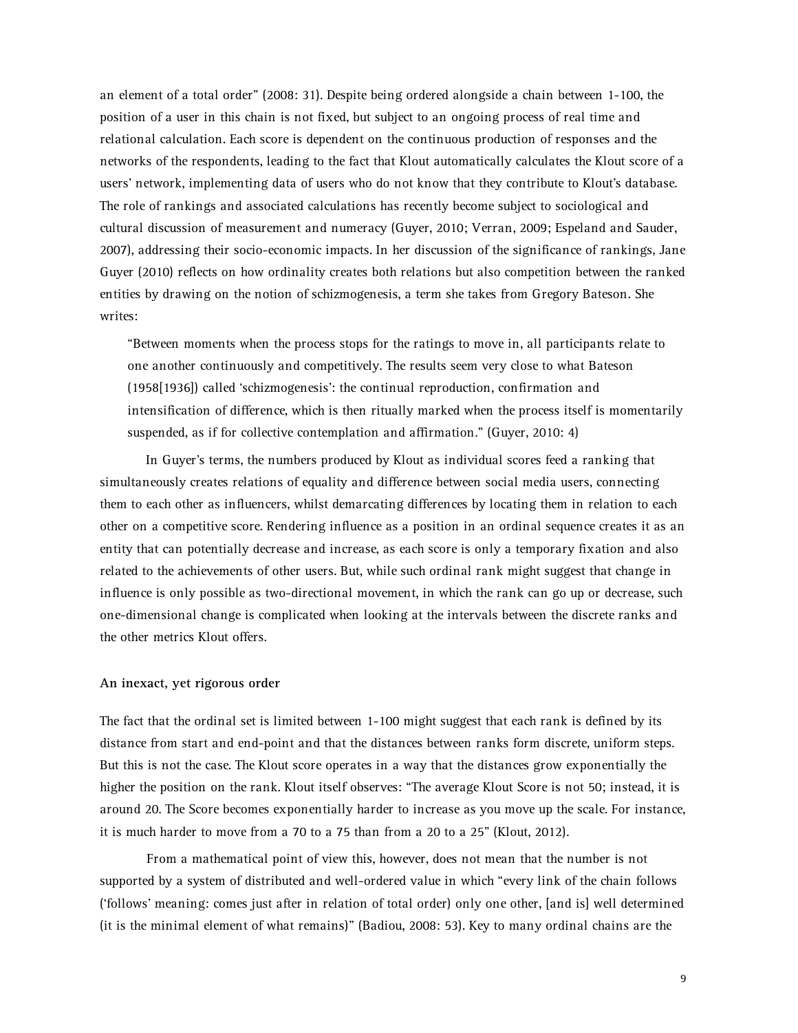an element of a total order" (2008: 31). Despite being ordered alongside a chain between 1-100, the position of a user in this chain is not fixed, but subject to an ongoing process of real time and relational calculation. Each score is dependent on the continuous production of responses and the networks of the respondents, leading to the fact that Klout automatically calculates the Klout score of a users' network, implementing data of users who do not know that they contribute to Klout's database. The role of rankings and associated calculations has recently become subject to sociological and cultural discussion of measurement and numeracy (Guyer, 2010; Verran, 2009; Espeland and Sauder, 2007), addressing their socio-economic impacts. In her discussion of the significance of rankings, Jane Guyer (2010) reflects on how ordinality creates both relations but also competition between the ranked entities by drawing on the notion of schizmogenesis, a term she takes from Gregory Bateson. She writes:

> "Between moments when the process stops for the ratings to move in, all participants relate to one another continuously and competitively. The results seem very close to what Bateson (1958[1936]) called 'schizmogenesis': the continual reproduction, confirmation and intensification of difference, which is then ritually marked when the process itself is momentarily suspended, as if for collective contemplation and affirmation." (Guyer, 2010: 4)

In Guyer's terms, the numbers produced by Klout as individual scores feed a ranking that simultaneously creates relations of equality and difference between social media users, connecting them to each other as influencers, whilst demarcating differences by locating them in relation to each other on a competitive score. Rendering influence as a position in an ordinal sequence creates it as an entity that can potentially decrease and increase, as each score is only a temporary fixation and also related to the achievements of other users. But, while such ordinal rank might suggest that change in influence is only possible as two-directional movement, in which the rank can go up or decrease, such one-dimensional change is complicated when looking at the intervals between the discrete ranks and the other metrics Klout offers.

### An inexact, yet rigorous order

The fact that the ordinal set is limited between 1-100 might suggest that each rank is defined by its distance from start and end-point and that the distances between ranks form discrete, uniform steps. But this is not the case. The Klout score operates in a way that the distances grow exponentially the higher the position on the rank. Klout itself observes: "The average Klout Score is not 50; instead, it is around 20. The Score becomes exponentially harder to increase as you move up the scale. For instance, it is much harder to move from a 70 to a 75 than from a 20 to a 25" (Klout, 2012).

From a mathematical point of view this, however, does not mean that the number is not supported by a system of distributed and well-ordered value in which "every link of the chain follows ('follows' meaning: comes just after in relation of total order) only one other, [and is] well determined (it is the minimal element of what remains)" (Badiou, 2008: 53). Key to many ordinal chains are the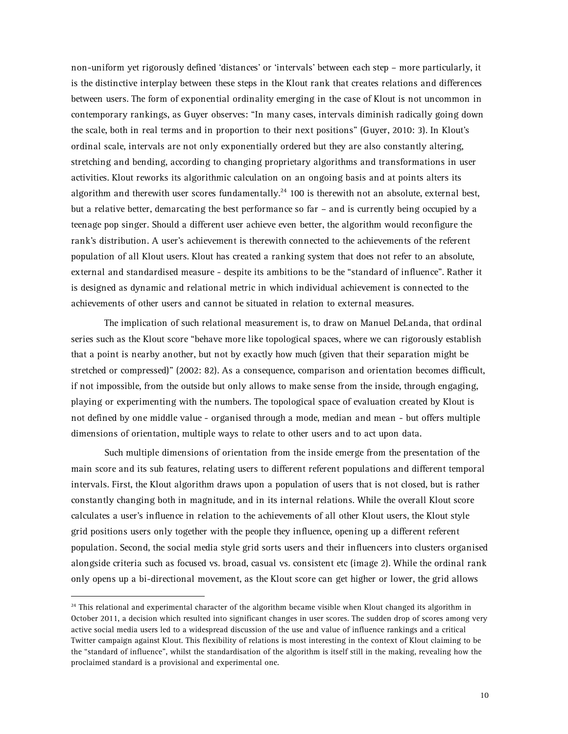non-uniform yet rigorously defined 'distances' or 'intervals' between each step – more particularly, it is the distinctive interplay between these steps in the Klout rank that creates relations and differences between users. The form of exponential ordinality emerging in the case of Klout is not uncommon in contemporary rankings, as Guyer observes: "In many cases, intervals diminish radically going down the scale, both in real terms and in proportion to their next positions" (Guyer, 2010: 3). In Klout's ordinal scale, intervals are not only exponentially ordered but they are also constantly altering, stretching and bending, according to changing proprietary algorithms and transformations in user activities. Klout reworks its algorithmic calculation on an ongoing basis and at points alters its algorithm and therewith user scores fundamentally.[24] 100 is therewith not an absolute, external best, but a relative better, demarcating the best performance so far – and is currently being occupied by a teenage pop singer. Should a different user achieve even better, the algorithm would reconfigure the rank's distribution. A user's achievement is therewith connected to the achievements of the referent population of all Klout users. Klout has created a ranking system that does not refer to an absolute, external and standardised measure - despite its ambitions to be the "standard of influence". Rather it is designed as dynamic and relational metric in which individual achievement is connected to the achievements of other users and cannot be situated in relation to external measures.

The implication of such relational measurement is, to draw on Manuel DeLanda, that ordinal series such as the Klout score "behave more like topological spaces, where we can rigorously establish that a point is nearby another, but not by exactly how much (given that their separation might be stretched or compressed)" (2002: 82). As a consequence, comparison and orientation becomes difficult, if not impossible, from the outside but only allows to make sense from the inside, through engaging, playing or experimenting with the numbers. The topological space of evaluation created by Klout is not defined by one middle value - organised through a mode, median and mean - but offers multiple dimensions of orientation, multiple ways to relate to other users and to act upon data.

Such multiple dimensions of orientation from the inside emerge from the presentation of the main score and its sub features, relating users to different referent populations and different temporal intervals. First, the Klout algorithm draws upon a population of users that is not closed, but is rather constantly changing both in magnitude, and in its internal relations. While the overall Klout score calculates a user's influence in relation to the achievements of all other Klout users, the Klout style grid positions users only together with the people they influence, opening up a different referent population. Second, the social media style grid sorts users and their influencers into clusters organised alongside criteria such as focused vs. broad, casual vs. consistent etc (image 2). While the ordinal rank only opens up a bi-directional movement, as the Klout score can get higher or lower, the grid allows

[24] This relational and experimental character of the algorithm became visible when Klout changed its algorithm in October 2011, a decision which resulted into significant changes in user scores. The sudden drop of scores among very active social media users led to a widespread discussion of the use and value of influence rankings and a critical Twitter campaign against Klout. This flexibility of relations is most interesting in the context of Klout claiming to be the "standard of influence", whilst the standardisation of the algorithm is itself still in the making, revealing how the proclaimed standard is a provisional and experimental one.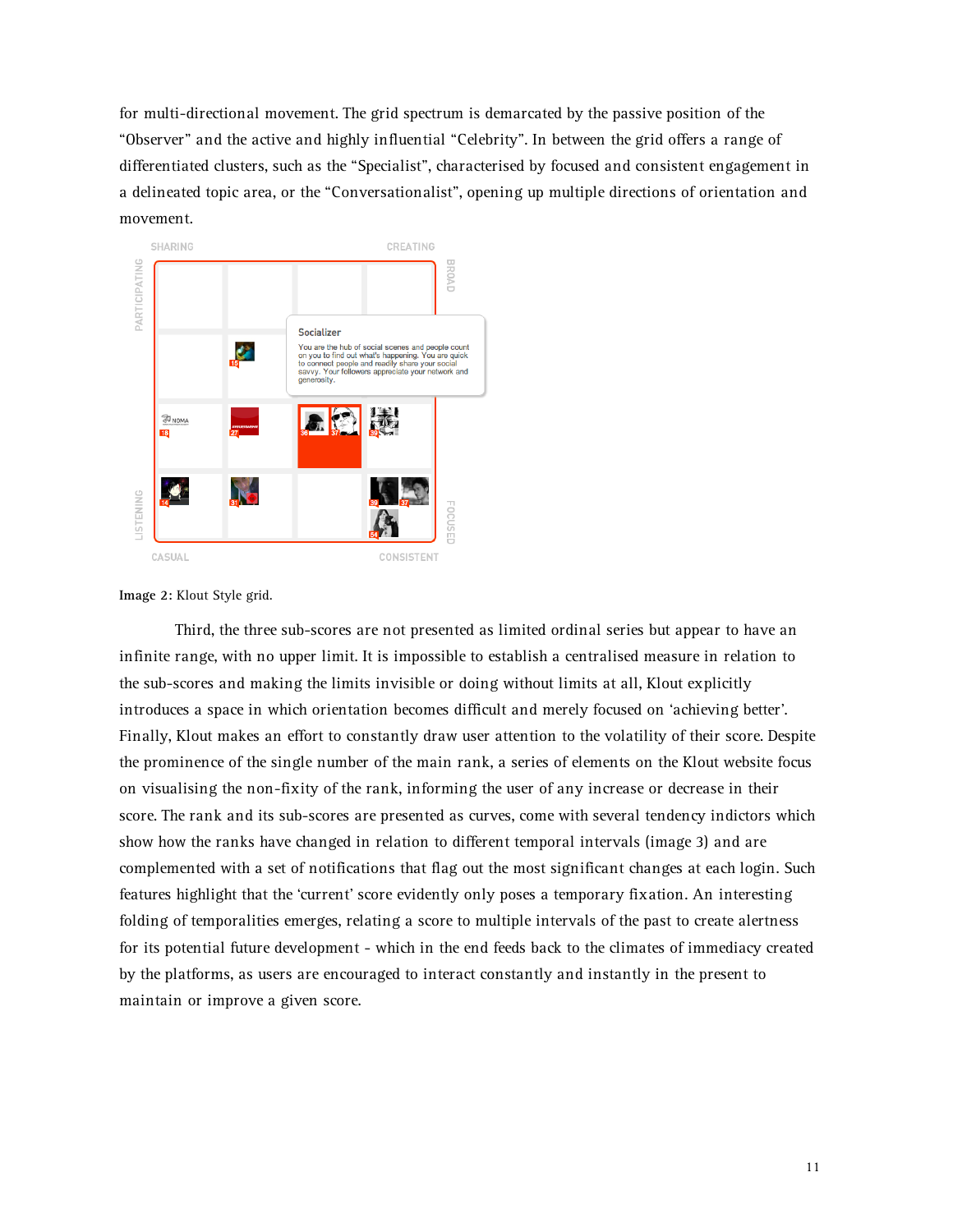for multi-directional movement. The grid spectrum is demarcated by the passive position of the "Observer" and the active and highly influential "Celebrity". In between the grid offers a range of differentiated clusters, such as the "Specialist", characterised by focused and consistent engagement in a delineated topic area, or the "Conversationalist", opening up multiple directions of orientation and movement.

**Image 2:** Klout Style grid.

Third, the three sub-scores are not presented as limited ordinal series but appear to have an infinite range, with no upper limit. It is impossible to establish a centralised measure in relation to the sub-scores and making the limits invisible or doing without limits at all, Klout explicitly introduces a space in which orientation becomes difficult and merely focused on 'achieving better'. Finally, Klout makes an effort to constantly draw user attention to the volatility of their score. Despite the prominence of the single number of the main rank, a series of elements on the Klout website focus on visualising the non-fixity of the rank, informing the user of any increase or decrease in their score. The rank and its sub-scores are presented as curves, come with several tendency indictors which show how the ranks have changed in relation to different temporal intervals (image 3) and are complemented with a set of notifications that flag out the most significant changes at each login. Such features highlight that the 'current' score evidently only poses a temporary fixation. An interesting folding of temporalities emerges, relating a score to multiple intervals of the past to create alertness for its potential future development - which in the end feeds back to the climates of immediacy created by the platforms, as users are encouraged to interact constantly and instantly in the present to maintain or improve a given score.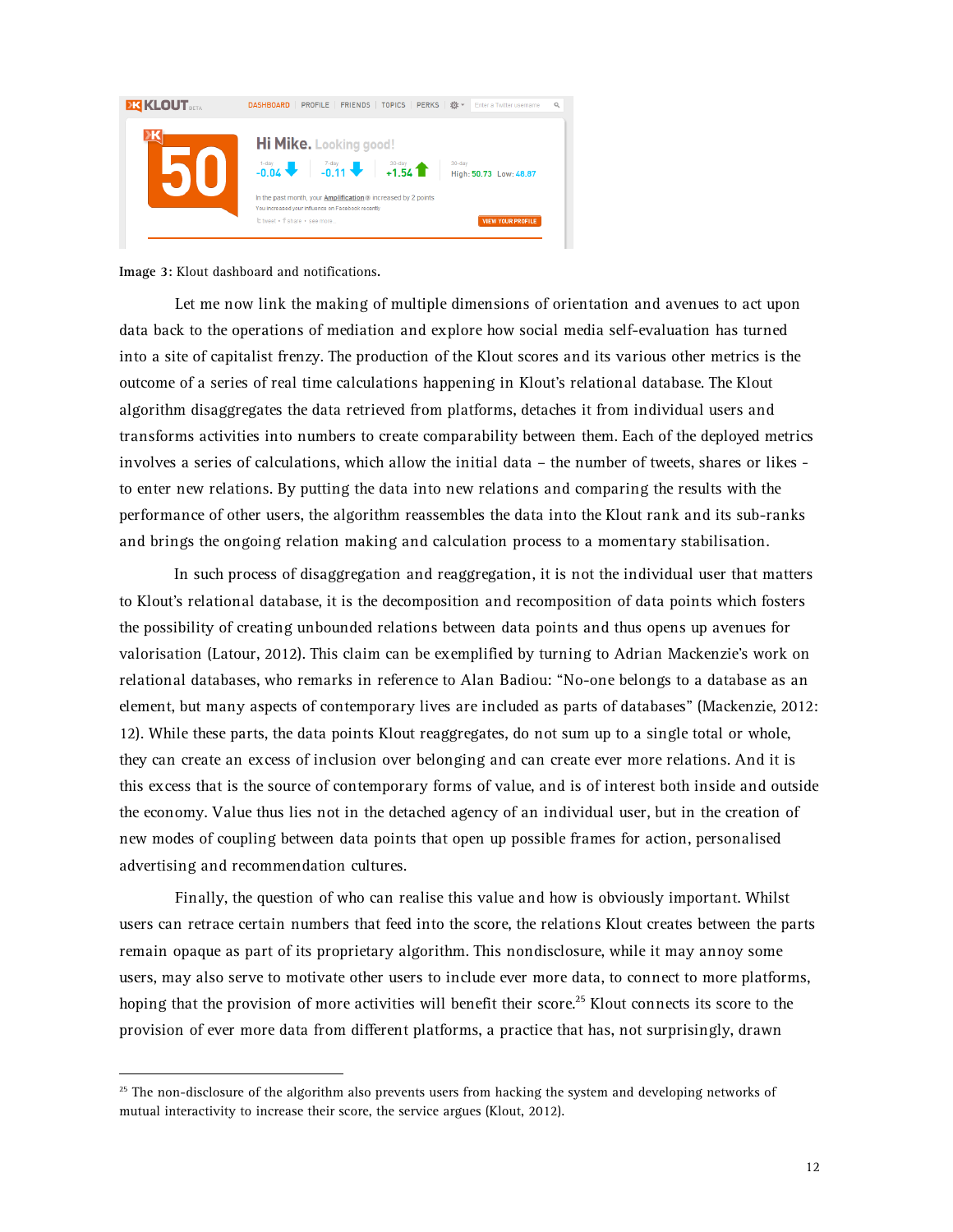Image 3: Klout dashboard and notifications.

Let me now link the making of multiple dimensions of orientation and avenues to act upon data back to the operations of mediation and explore how social media self-evaluation has turned into a site of capitalist frenzy. The production of the Klout scores and its various other metrics is the outcome of a series of real time calculations happening in Klout's relational database. The Klout algorithm disaggregates the data retrieved from platforms, detaches it from individual users and transforms activities into numbers to create comparability between them. Each of the deployed metrics involves a series of calculations, which allow the initial data – the number of tweets, shares or likes - to enter new relations. By putting the data into new relations and comparing the results with the performance of other users, the algorithm reassembles the data into the Klout rank and its sub-ranks and brings the ongoing relation making and calculation process to a momentary stabilisation.

In such process of disaggregation and reaggregation, it is not the individual user that matters to Klout's relational database, it is the decomposition and recomposition of data points which fosters the possibility of creating unbounded relations between data points and thus opens up avenues for valorisation (Latour, 2012). This claim can be exemplified by turning to Adrian Mackenzie's work on relational databases, who remarks in reference to Alan Badiou: "No-one belongs to a database as an element, but many aspects of contemporary lives are included as parts of databases" (Mackenzie, 2012: 12). While these parts, the data points Klout reaggregates, do not sum up to a single total or whole, they can create an excess of inclusion over belonging and can create ever more relations. And it is this excess that is the source of contemporary forms of value, and is of interest both inside and outside the economy. Value thus lies not in the detached agency of an individual user, but in the creation of new modes of coupling between data points that open up possible frames for action, personalised advertising and recommendation cultures.

Finally, the question of who can realise this value and how is obviously important. Whilst users can retrace certain numbers that feed into the score, the relations Klout creates between the parts remain opaque as part of its proprietary algorithm. This nondisclosure, while it may annoy some users, may also serve to motivate other users to include ever more data, to connect to more platforms, hoping that the provision of more activities will benefit their score.[25] Klout connects its score to the provision of ever more data from different platforms, a practice that has, not surprisingly, drawn

[25] The non-disclosure of the algorithm also prevents users from hacking the system and developing networks of mutual interactivity to increase their score, the service argues (Klout, 2012).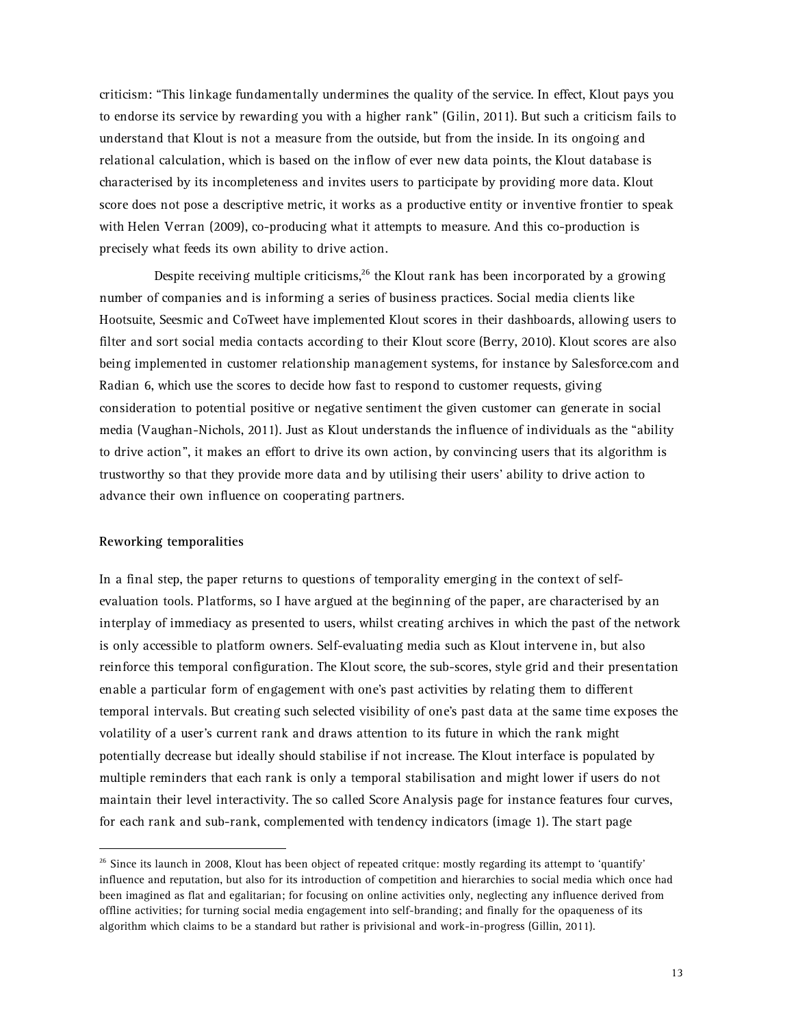criticism: "This linkage fundamentally undermines the quality of the service. In effect, Klout pays you to endorse its service by rewarding you with a higher rank" (Gilin, 2011). But such a criticism fails to understand that Klout is not a measure from the outside, but from the inside. In its ongoing and relational calculation, which is based on the inflow of ever new data points, the Klout database is characterised by its incompleteness and invites users to participate by providing more data. Klout score does not pose a descriptive metric, it works as a productive entity or inventive frontier to speak with Helen Verran (2009), co-producing what it attempts to measure. And this co-production is precisely what feeds its own ability to drive action.

Despite receiving multiple criticisms,[26] the Klout rank has been incorporated by a growing number of companies and is informing a series of business practices. Social media clients like Hootsuite, Seesmic and CoTweet have implemented Klout scores in their dashboards, allowing users to filter and sort social media contacts according to their Klout score (Berry, 2010). Klout scores are also being implemented in customer relationship management systems, for instance by Salesforce.com and Radian 6, which use the scores to decide how fast to respond to customer requests, giving consideration to potential positive or negative sentiment the given customer can generate in social media (Vaughan-Nichols, 2011). Just as Klout understands the influence of individuals as the "ability to drive action", it makes an effort to drive its own action, by convincing users that its algorithm is trustworthy so that they provide more data and by utilising their users' ability to drive action to advance their own influence on cooperating partners.

**Reworking temporalities**

In a final step, the paper returns to questions of temporality emerging in the context of self-evaluation tools. Platforms, so I have argued at the beginning of the paper, are characterised by an interplay of immediacy as presented to users, whilst creating archives in which the past of the network is only accessible to platform owners. Self-evaluating media such as Klout intervene in, but also reinforce this temporal configuration. The Klout score, the sub-scores, style grid and their presentation enable a particular form of engagement with one's past activities by relating them to different temporal intervals. But creating such selected visibility of one's past data at the same time exposes the volatility of a user's current rank and draws attention to its future in which the rank might potentially decrease but ideally should stabilise if not increase. The Klout interface is populated by multiple reminders that each rank is only a temporal stabilisation and might lower if users do not maintain their level interactivity. The so called Score Analysis page for instance features four curves, for each rank and sub-rank, complemented with tendency indicators (image 1). The start page

---

[26] Since its launch in 2008, Klout has been object of repeated critque: mostly regarding its attempt to 'quantify' influence and reputation, but also for its introduction of competition and hierarchies to social media which once had been imagined as flat and egalitarian; for focusing on online activities only, neglecting any influence derived from offline activities; for turning social media engagement into self-branding; and finally for the opaqueness of its algorithm which claims to be a standard but rather is privisional and work-in-progress (Gillin, 2011).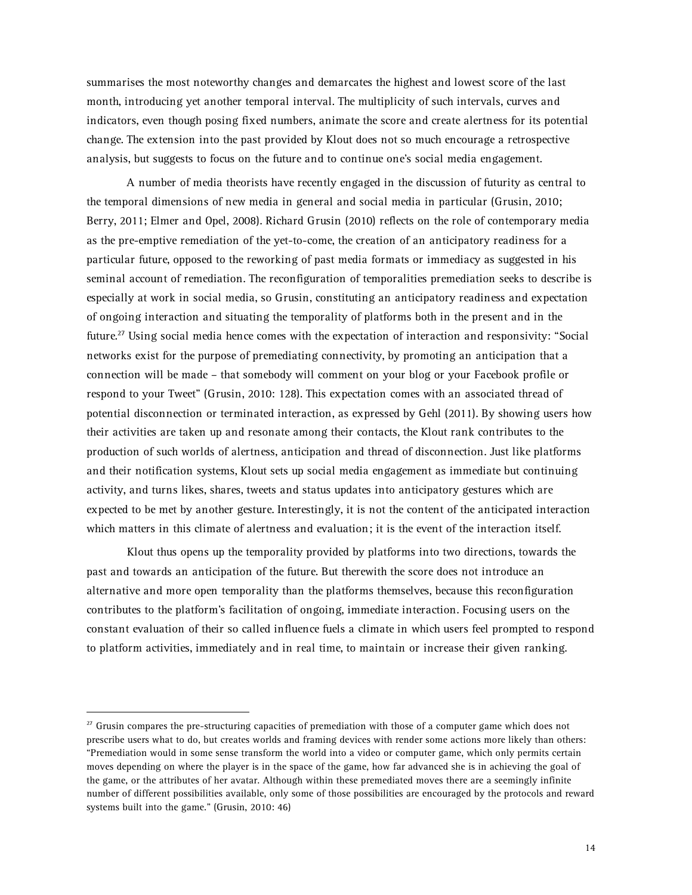summarises the most noteworthy changes and demarcates the highest and lowest score of the last month, introducing yet another temporal interval. The multiplicity of such intervals, curves and indicators, even though posing fixed numbers, animate the score and create alertness for its potential change. The extension into the past provided by Klout does not so much encourage a retrospective analysis, but suggests to focus on the future and to continue one's social media engagement.

A number of media theorists have recently engaged in the discussion of futurity as central to the temporal dimensions of new media in general and social media in particular (Grusin, 2010; Berry, 2011; Elmer and Opel, 2008). Richard Grusin (2010) reflects on the role of contemporary media as the pre-emptive remediation of the yet-to-come, the creation of an anticipatory readiness for a particular future, opposed to the reworking of past media formats or immediacy as suggested in his seminal account of remediation. The reconfiguration of temporalities premediation seeks to describe is especially at work in social media, so Grusin, constituting an anticipatory readiness and expectation of ongoing interaction and situating the temporality of platforms both in the present and in the future.[27] Using social media hence comes with the expectation of interaction and responsivity: "Social networks exist for the purpose of premediating connectivity, by promoting an anticipation that a connection will be made – that somebody will comment on your blog or your Facebook profile or respond to your Tweet" (Grusin, 2010: 128). This expectation comes with an associated thread of potential disconnection or terminated interaction, as expressed by Gehl (2011). By showing users how their activities are taken up and resonate among their contacts, the Klout rank contributes to the production of such worlds of alertness, anticipation and thread of disconnection. Just like platforms and their notification systems, Klout sets up social media engagement as immediate but continuing activity, and turns likes, shares, tweets and status updates into anticipatory gestures which are expected to be met by another gesture. Interestingly, it is not the content of the anticipated interaction which matters in this climate of alertness and evaluation; it is the event of the interaction itself.

Klout thus opens up the temporality provided by platforms into two directions, towards the past and towards an anticipation of the future. But therewith the score does not introduce an alternative and more open temporality than the platforms themselves, because this reconfiguration contributes to the platform's facilitation of ongoing, immediate interaction. Focusing users on the constant evaluation of their so called influence fuels a climate in which users feel prompted to respond to platform activities, immediately and in real time, to maintain or increase their given ranking.

---

[27] Grusin compares the pre-structuring capacities of premediation with those of a computer game which does not prescribe users what to do, but creates worlds and framing devices with render some actions more likely than others: "Premediation would in some sense transform the world into a video or computer game, which only permits certain moves depending on where the player is in the space of the game, how far advanced she is in achieving the goal of the game, or the attributes of her avatar. Although within these premediated moves there are a seemingly infinite number of different possibilities available, only some of those possibilities are encouraged by the protocols and reward systems built into the game." (Grusin, 2010: 46)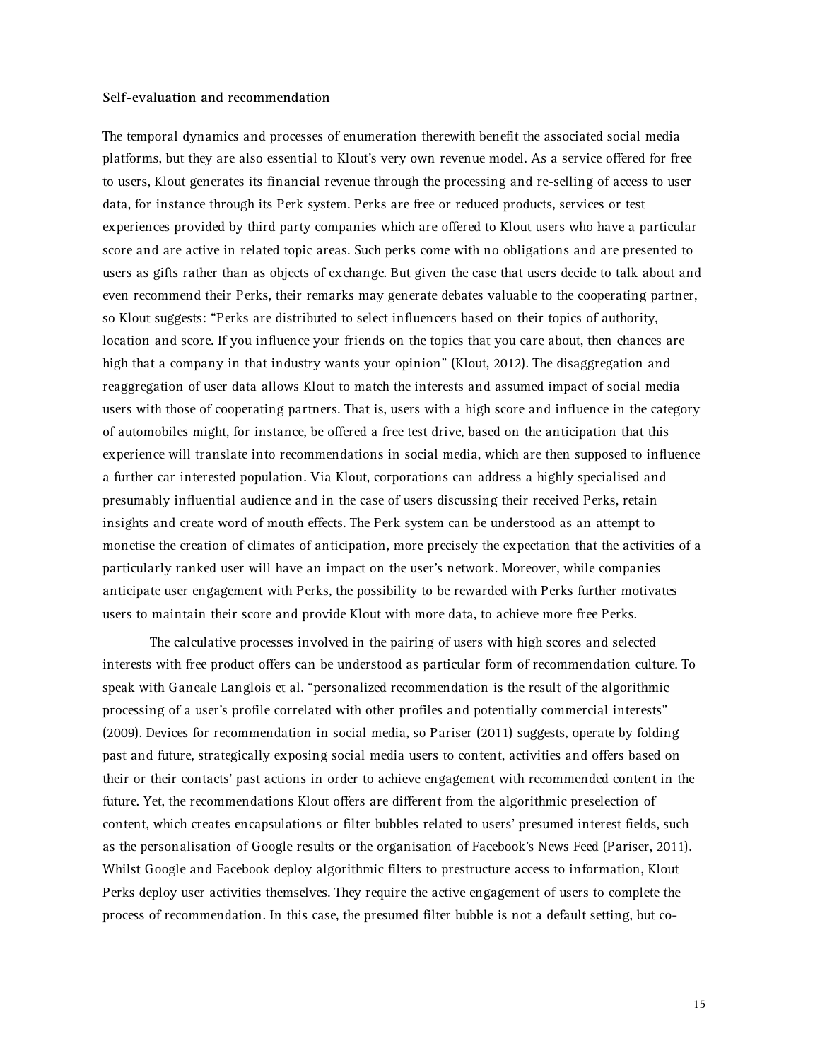**Self-evaluation and recommendation**

The temporal dynamics and processes of enumeration therewith benefit the associated social media platforms, but they are also essential to Klout's very own revenue model. As a service offered for free to users, Klout generates its financial revenue through the processing and re-selling of access to user data, for instance through its Perk system. Perks are free or reduced products, services or test experiences provided by third party companies which are offered to Klout users who have a particular score and are active in related topic areas. Such perks come with no obligations and are presented to users as gifts rather than as objects of exchange. But given the case that users decide to talk about and even recommend their Perks, their remarks may generate debates valuable to the cooperating partner, so Klout suggests: "Perks are distributed to select influencers based on their topics of authority, location and score. If you influence your friends on the topics that you care about, then chances are high that a company in that industry wants your opinion" (Klout, 2012). The disaggregation and reaggregation of user data allows Klout to match the interests and assumed impact of social media users with those of cooperating partners. That is, users with a high score and influence in the category of automobiles might, for instance, be offered a free test drive, based on the anticipation that this experience will translate into recommendations in social media, which are then supposed to influence a further car interested population. Via Klout, corporations can address a highly specialised and presumably influential audience and in the case of users discussing their received Perks, retain insights and create word of mouth effects. The Perk system can be understood as an attempt to monetise the creation of climates of anticipation, more precisely the expectation that the activities of a particularly ranked user will have an impact on the user's network. Moreover, while companies anticipate user engagement with Perks, the possibility to be rewarded with Perks further motivates users to maintain their score and provide Klout with more data, to achieve more free Perks.

The calculative processes involved in the pairing of users with high scores and selected interests with free product offers can be understood as particular form of recommendation culture. To speak with Ganeale Langlois et al. "personalized recommendation is the result of the algorithmic processing of a user's profile correlated with other profiles and potentially commercial interests" (2009). Devices for recommendation in social media, so Pariser (2011) suggests, operate by folding past and future, strategically exposing social media users to content, activities and offers based on their or their contacts' past actions in order to achieve engagement with recommended content in the future. Yet, the recommendations Klout offers are different from the algorithmic preselection of content, which creates encapsulations or filter bubbles related to users' presumed interest fields, such as the personalisation of Google results or the organisation of Facebook's News Feed (Pariser, 2011). Whilst Google and Facebook deploy algorithmic filters to prestructure access to information, Klout Perks deploy user activities themselves. They require the active engagement of users to complete the process of recommendation. In this case, the presumed filter bubble is not a default setting, but co-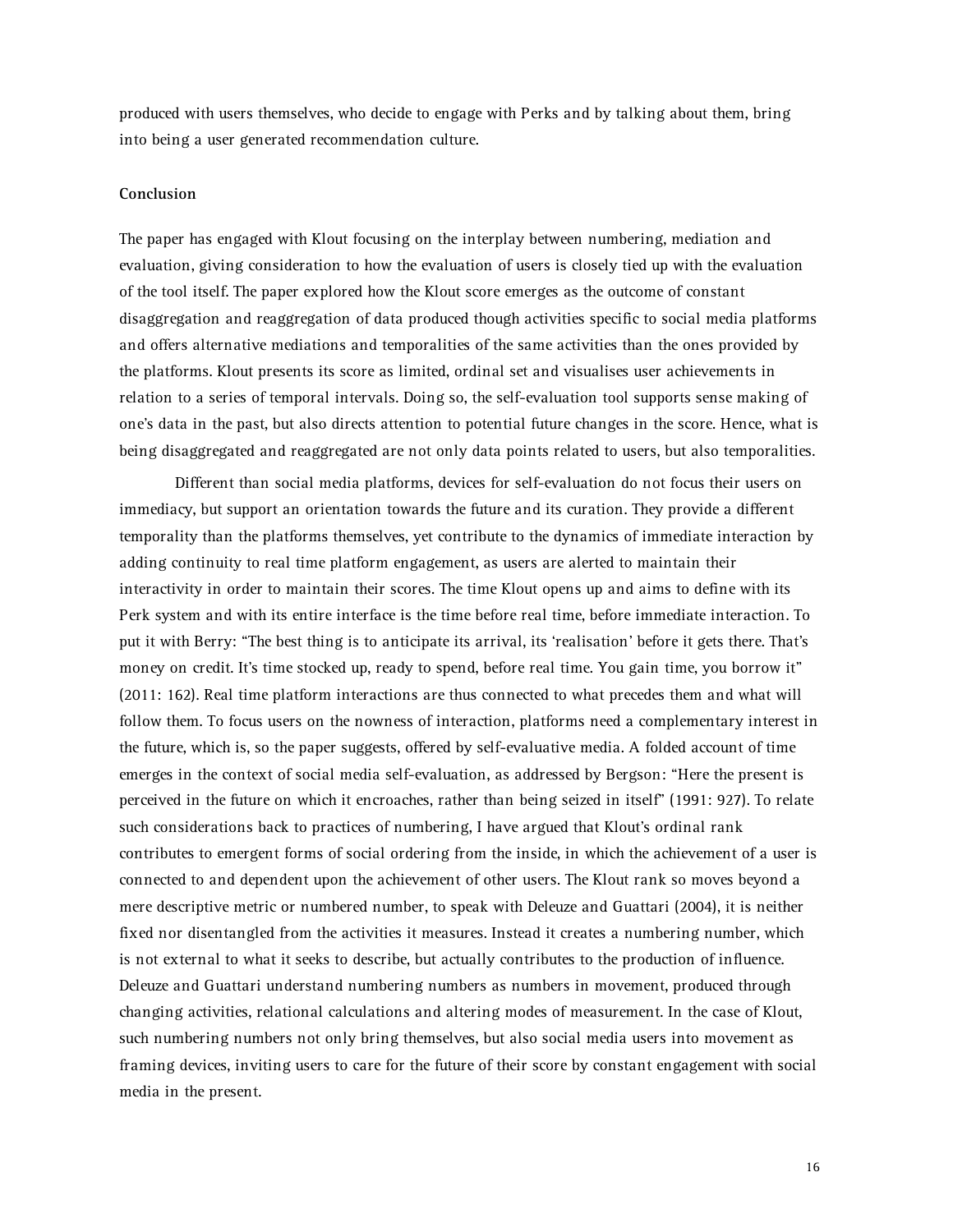produced with users themselves, who decide to engage with Perks and by talking about them, bring into being a user generated recommendation culture.

## Conclusion

The paper has engaged with Klout focusing on the interplay between numbering, mediation and evaluation, giving consideration to how the evaluation of users is closely tied up with the evaluation of the tool itself. The paper explored how the Klout score emerges as the outcome of constant disaggregation and reaggregation of data produced though activities specific to social media platforms and offers alternative mediations and temporalities of the same activities than the ones provided by the platforms. Klout presents its score as limited, ordinal set and visualises user achievements in relation to a series of temporal intervals. Doing so, the self-evaluation tool supports sense making of one's data in the past, but also directs attention to potential future changes in the score. Hence, what is being disaggregated and reaggregated are not only data points related to users, but also temporalities.

Different than social media platforms, devices for self-evaluation do not focus their users on immediacy, but support an orientation towards the future and its curation. They provide a different temporality than the platforms themselves, yet contribute to the dynamics of immediate interaction by adding continuity to real time platform engagement, as users are alerted to maintain their interactivity in order to maintain their scores. The time Klout opens up and aims to define with its Perk system and with its entire interface is the time before real time, before immediate interaction. To put it with Berry: "The best thing is to anticipate its arrival, its 'realisation' before it gets there. That's money on credit. It's time stocked up, ready to spend, before real time. You gain time, you borrow it" (2011: 162). Real time platform interactions are thus connected to what precedes them and what will follow them. To focus users on the nowness of interaction, platforms need a complementary interest in the future, which is, so the paper suggests, offered by self-evaluative media. A folded account of time emerges in the context of social media self-evaluation, as addressed by Bergson: "Here the present is perceived in the future on which it encroaches, rather than being seized in itself" (1991: 927). To relate such considerations back to practices of numbering, I have argued that Klout's ordinal rank contributes to emergent forms of social ordering from the inside, in which the achievement of a user is connected to and dependent upon the achievement of other users. The Klout rank so moves beyond a mere descriptive metric or numbered number, to speak with Deleuze and Guattari (2004), it is neither fixed nor disentangled from the activities it measures. Instead it creates a numbering number, which is not external to what it seeks to describe, but actually contributes to the production of influence. Deleuze and Guattari understand numbering numbers as numbers in movement, produced through changing activities, relational calculations and altering modes of measurement. In the case of Klout, such numbering numbers not only bring themselves, but also social media users into movement as framing devices, inviting users to care for the future of their score by constant engagement with social media in the present.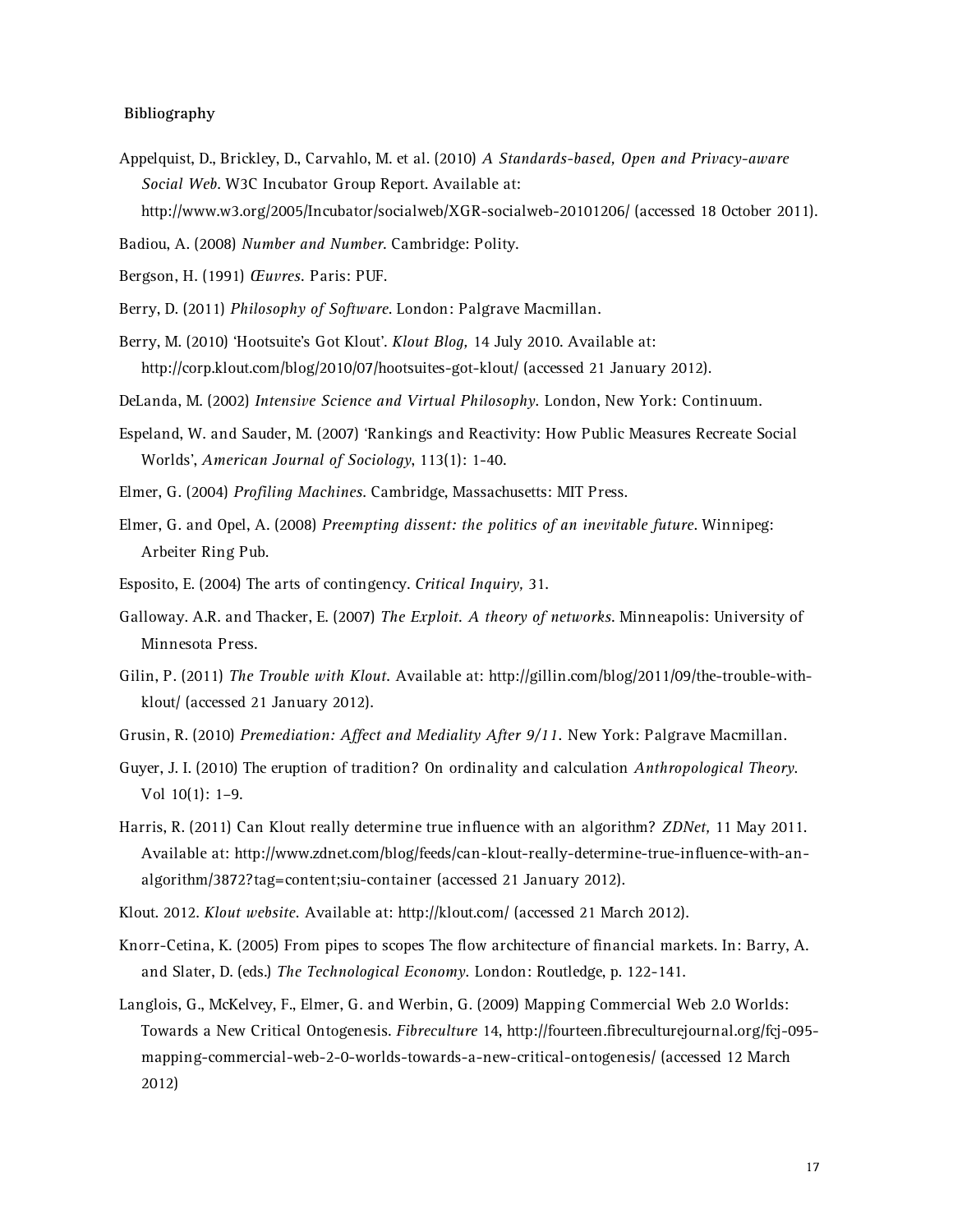**Bibliography**

Appelquist, D., Brickley, D., Carvahlo, M. et al. (2010) *A Standards-based, Open and Privacy-aware Social Web*. W3C Incubator Group Report. Available at: http://www.w3.org/2005/Incubator/socialweb/XGR-socialweb-20101206/ (accessed 18 October 2011).

Badiou, A. (2008) *Number and Number*. Cambridge: Polity.

Bergson, H. (1991) *Œuvres*. Paris: PUF.

Berry, D. (2011) *Philosophy of Software*. London: Palgrave Macmillan.

Berry, M. (2010) 'Hootsuite's Got Klout'. *Klout Blog,* 14 July 2010. Available at: http://corp.klout.com/blog/2010/07/hootsuites-got-klout/ (accessed 21 January 2012).

DeLanda, M. (2002) *Intensive Science and Virtual Philosophy*. London, New York: Continuum.

Espeland, W. and Sauder, M. (2007) 'Rankings and Reactivity: How Public Measures Recreate Social Worlds', *American Journal of Sociology*, 113(1): 1-40.

Elmer, G. (2004) *Profiling Machines*. Cambridge, Massachusetts: MIT Press.

Elmer, G. and Opel, A. (2008) *Preempting dissent: the politics of an inevitable future*. Winnipeg: Arbeiter Ring Pub.

Esposito, E. (2004) The arts of contingency. *Critical Inquiry,* 31.

Galloway. A.R. and Thacker, E. (2007) *The Exploit. A theory of networks*. Minneapolis: University of Minnesota Press.

Gilin, P. (2011) *The Trouble with Klout*. Available at: http://gillin.com/blog/2011/09/the-trouble-with-klout/ (accessed 21 January 2012).

Grusin, R. (2010) *Premediation: Affect and Mediality After 9/11*. New York: Palgrave Macmillan.

Guyer, J. I. (2010) The eruption of tradition? On ordinality and calculation *Anthropological Theory*. Vol 10(1): 1–9.

Harris, R. (2011) Can Klout really determine true influence with an algorithm? *ZDNet,* 11 May 2011. Available at: http://www.zdnet.com/blog/feeds/can-klout-really-determine-true-influence-with-an-algorithm/3872?tag=content;siu-container (accessed 21 January 2012).

Klout. 2012. *Klout website*. Available at: http://klout.com/ (accessed 21 March 2012).

Knorr-Cetina, K. (2005) From pipes to scopes The flow architecture of financial markets. In: Barry, A. and Slater, D. (eds.) *The Technological Economy*. London: Routledge, p. 122-141.

Langlois, G., McKelvey, F., Elmer, G. and Werbin, G. (2009) Mapping Commercial Web 2.0 Worlds: Towards a New Critical Ontogenesis. *Fibreculture* 14, http://fourteen.fibreculturejournal.org/fcj-095-mapping-commercial-web-2-0-worlds-towards-a-new-critical-ontogenesis/ (accessed 12 March 2012)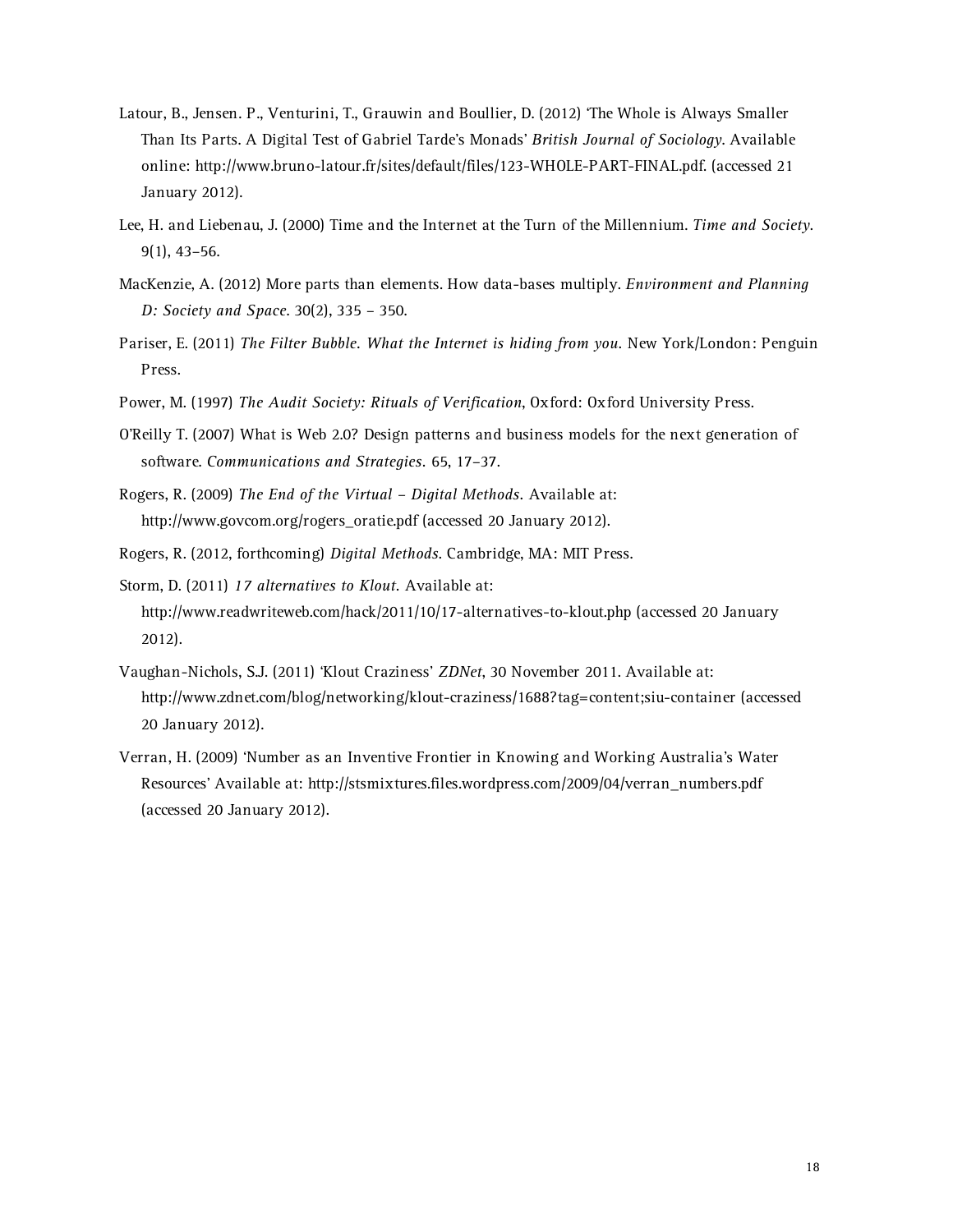Latour, B., Jensen. P., Venturini, T., Grauwin and Boullier, D. (2012) 'The Whole is Always Smaller Than Its Parts. A Digital Test of Gabriel Tarde's Monads' *British Journal of Sociology*. Available online: http://www.bruno-latour.fr/sites/default/files/123-WHOLE-PART-FINAL.pdf. (accessed 21 January 2012).

Lee, H. and Liebenau, J. (2000) Time and the Internet at the Turn of the Millennium. *Time and Society*. 9(1), 43–56.

MacKenzie, A. (2012) More parts than elements. How data-bases multiply. *Environment and Planning D: Society and Space*. 30(2), 335 – 350.

Pariser, E. (2011) *The Filter Bubble. What the Internet is hiding from you*. New York/London: Penguin Press.

Power, M. (1997) *The Audit Society: Rituals of Verification*, Oxford: Oxford University Press.

O'Reilly T. (2007) What is Web 2.0? Design patterns and business models for the next generation of software. *Communications and Strategies*. 65, 17–37.

Rogers, R. (2009) *The End of the Virtual – Digital Methods*. Available at: http://www.govcom.org/rogers_oratie.pdf (accessed 20 January 2012).

Rogers, R. (2012, forthcoming) *Digital Methods*. Cambridge, MA: MIT Press.

Storm, D. (2011) *17 alternatives to Klout*. Available at: http://www.readwriteweb.com/hack/2011/10/17-alternatives-to-klout.php (accessed 20 January 2012).

Vaughan-Nichols, S.J. (2011) 'Klout Craziness' *ZDNet*, 30 November 2011. Available at: http://www.zdnet.com/blog/networking/klout-craziness/1688?tag=content;siu-container (accessed 20 January 2012).

Verran, H. (2009) 'Number as an Inventive Frontier in Knowing and Working Australia's Water Resources' Available at: http://stsmixtures.files.wordpress.com/2009/04/verran_numbers.pdf (accessed 20 January 2012).